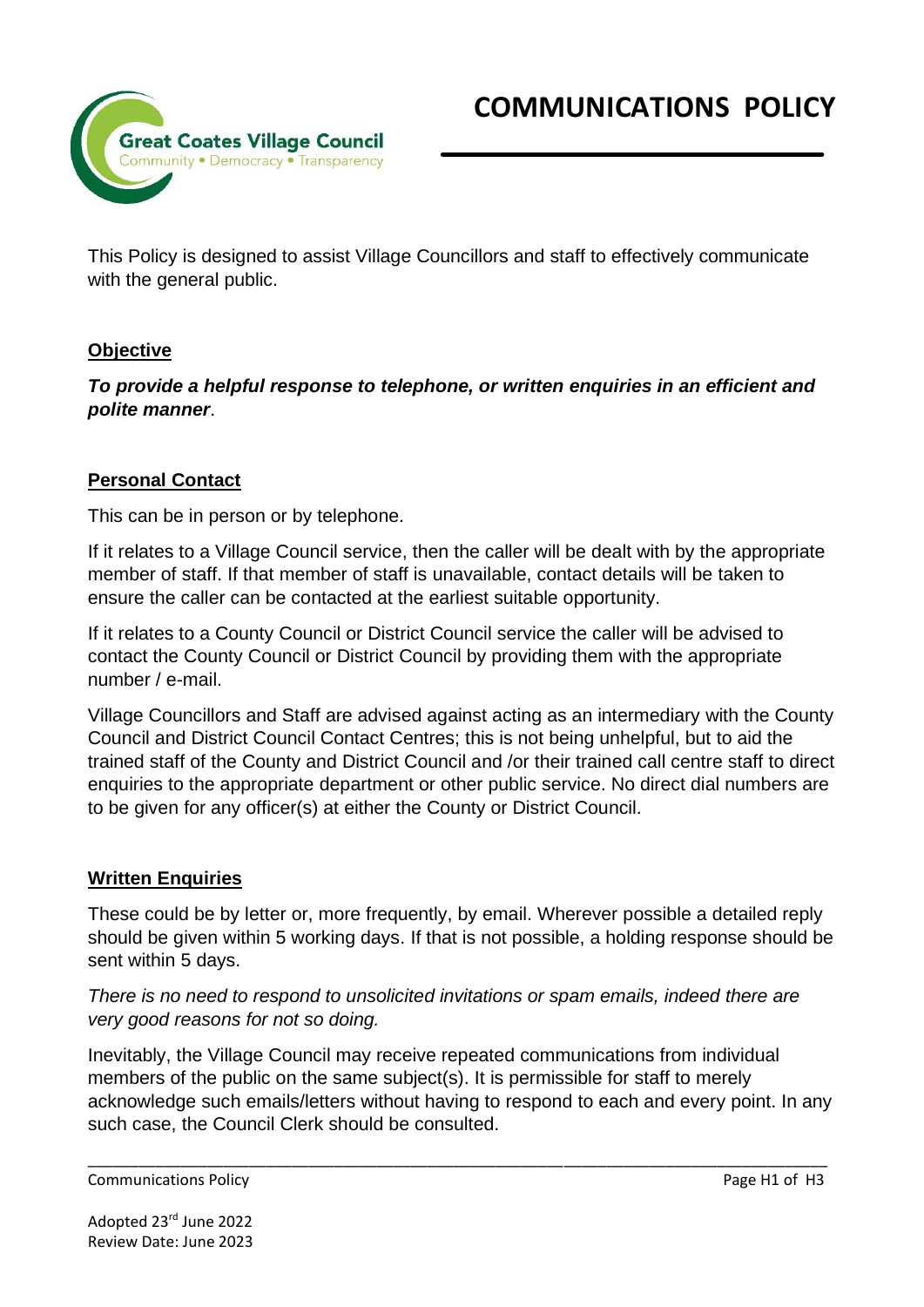# COMMUNICATIONS POLICY

Great Coates Village Council
Community • Democracy • Transparency

This Policy is designed to assist Village Councillors and staff to effectively communicate with the general public.

## Objective

***To provide a helpful response to telephone, or written enquiries in an efficient and polite manner***.

## Personal Contact

This can be in person or by telephone.

If it relates to a Village Council service, then the caller will be dealt with by the appropriate member of staff. If that member of staff is unavailable, contact details will be taken to ensure the caller can be contacted at the earliest suitable opportunity.

If it relates to a County Council or District Council service the caller will be advised to contact the County Council or District Council by providing them with the appropriate number / e-mail.

Village Councillors and Staff are advised against acting as an intermediary with the County Council and District Council Contact Centres; this is not being unhelpful, but to aid the trained staff of the County and District Council and /or their trained call centre staff to direct enquiries to the appropriate department or other public service. No direct dial numbers are to be given for any officer(s) at either the County or District Council.

## Written Enquiries

These could be by letter or, more frequently, by email. Wherever possible a detailed reply should be given within 5 working days. If that is not possible, a holding response should be sent within 5 days.

*There is no need to respond to unsolicited invitations or spam emails, indeed there are very good reasons for not so doing.*

Inevitably, the Village Council may receive repeated communications from individual members of the public on the same subject(s). It is permissible for staff to merely acknowledge such emails/letters without having to respond to each and every point. In any such case, the Council Clerk should be consulted.

Adopted 23rd June 2022
Review Date: June 2023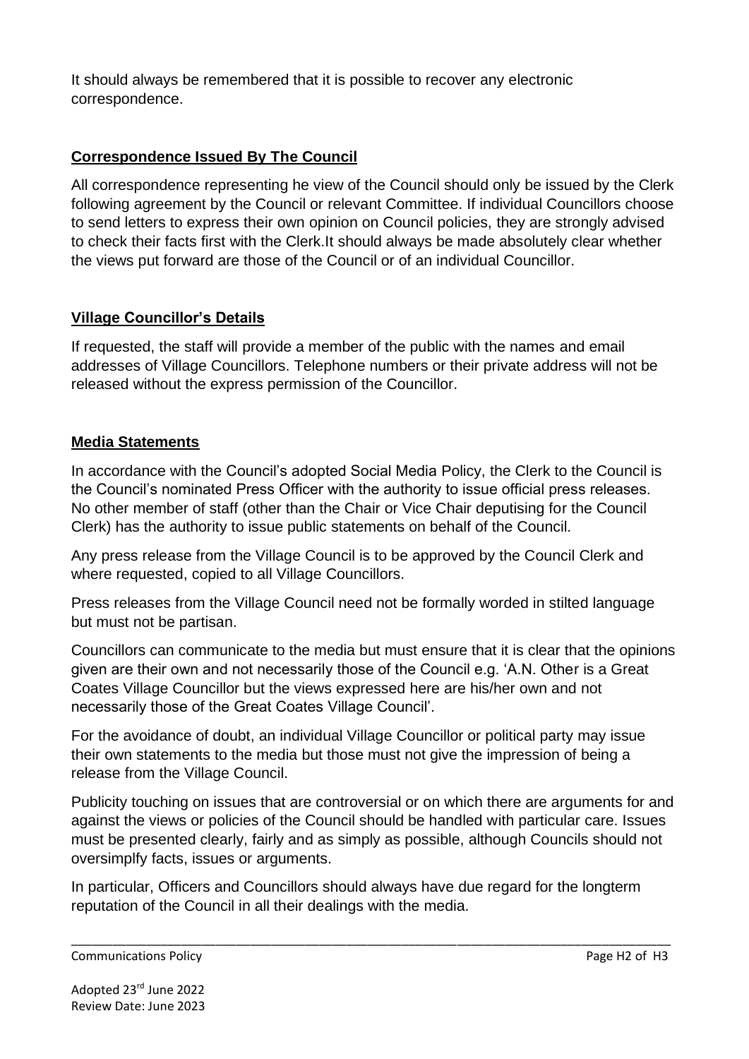It should always be remembered that it is possible to recover any electronic correspondence.

## Correspondence Issued By The Council

All correspondence representing he view of the Council should only be issued by the Clerk following agreement by the Council or relevant Committee. If individual Councillors choose to send letters to express their own opinion on Council policies, they are strongly advised to check their facts first with the Clerk.It should always be made absolutely clear whether the views put forward are those of the Council or of an individual Councillor.

## Village Councillor's Details

If requested, the staff will provide a member of the public with the names and email addresses of Village Councillors. Telephone numbers or their private address will not be released without the express permission of the Councillor.

## Media Statements

In accordance with the Council's adopted Social Media Policy, the Clerk to the Council is the Council's nominated Press Officer with the authority to issue official press releases. No other member of staff (other than the Chair or Vice Chair deputising for the Council Clerk) has the authority to issue public statements on behalf of the Council.

Any press release from the Village Council is to be approved by the Council Clerk and where requested, copied to all Village Councillors.

Press releases from the Village Council need not be formally worded in stilted language but must not be partisan.

Councillors can communicate to the media but must ensure that it is clear that the opinions given are their own and not necessarily those of the Council e.g. 'A.N. Other is a Great Coates Village Councillor but the views expressed here are his/her own and not necessarily those of the Great Coates Village Council'.

For the avoidance of doubt, an individual Village Councillor or political party may issue their own statements to the media but those must not give the impression of being a release from the Village Council.

Publicity touching on issues that are controversial or on which there are arguments for and against the views or policies of the Council should be handled with particular care. Issues must be presented clearly, fairly and as simply as possible, although Councils should not oversimplfy facts, issues or arguments.

In particular, Officers and Councillors should always have due regard for the longterm reputation of the Council in all their dealings with the media.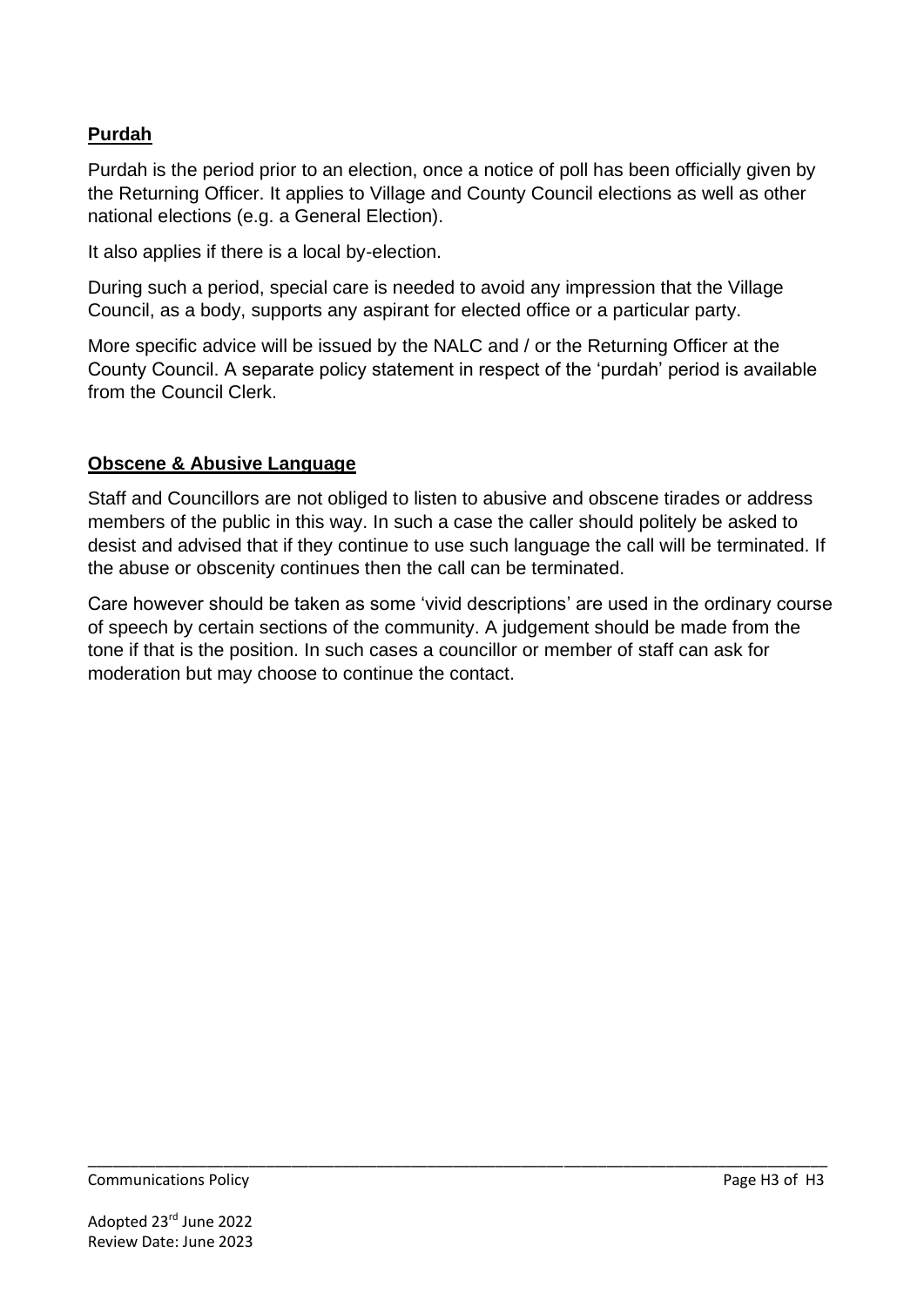## Purdah

Purdah is the period prior to an election, once a notice of poll has been officially given by the Returning Officer. It applies to Village and County Council elections as well as other national elections (e.g. a General Election).

It also applies if there is a local by-election.

During such a period, special care is needed to avoid any impression that the Village Council, as a body, supports any aspirant for elected office or a particular party.

More specific advice will be issued by the NALC and / or the Returning Officer at the County Council. A separate policy statement in respect of the 'purdah' period is available from the Council Clerk.

## Obscene & Abusive Language

Staff and Councillors are not obliged to listen to abusive and obscene tirades or address members of the public in this way. In such a case the caller should politely be asked to desist and advised that if they continue to use such language the call will be terminated. If the abuse or obscenity continues then the call can be terminated.

Care however should be taken as some 'vivid descriptions' are used in the ordinary course of speech by certain sections of the community. A judgement should be made from the tone if that is the position. In such cases a councillor or member of staff can ask for moderation but may choose to continue the contact.